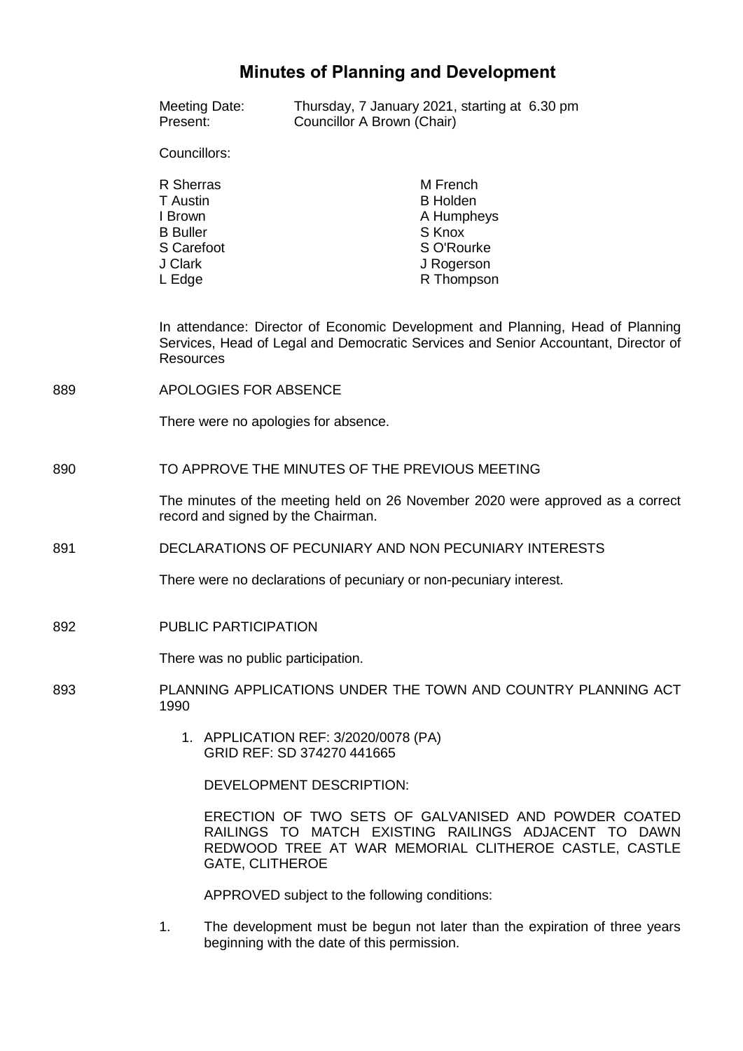# Minutes of Planning and Development

Meeting Date: Thursday, 7 January 2021, starting at 6.30 pm
Present: Councillor A Brown (Chair)

Councillors:

| | |
|---|---|
| R Sherras | M French |
| T Austin | B Holden |
| I Brown | A Humpheys |
| B Buller | S Knox |
| S Carefoot | S O'Rourke |
| J Clark | J Rogerson |
| L Edge | R Thompson |

In attendance: Director of Economic Development and Planning, Head of Planning Services, Head of Legal and Democratic Services and Senior Accountant, Director of Resources

889 APOLOGIES FOR ABSENCE

There were no apologies for absence.

890 TO APPROVE THE MINUTES OF THE PREVIOUS MEETING

The minutes of the meeting held on 26 November 2020 were approved as a correct record and signed by the Chairman.

891 DECLARATIONS OF PECUNIARY AND NON PECUNIARY INTERESTS

There were no declarations of pecuniary or non-pecuniary interest.

892 PUBLIC PARTICIPATION

There was no public participation.

893 PLANNING APPLICATIONS UNDER THE TOWN AND COUNTRY PLANNING ACT 1990

1. APPLICATION REF: 3/2020/0078 (PA)
   GRID REF: SD 374270 441665

   DEVELOPMENT DESCRIPTION:

   ERECTION OF TWO SETS OF GALVANISED AND POWDER COATED RAILINGS TO MATCH EXISTING RAILINGS ADJACENT TO DAWN REDWOOD TREE AT WAR MEMORIAL CLITHEROE CASTLE, CASTLE GATE, CLITHEROE

   APPROVED subject to the following conditions:

1. The development must be begun not later than the expiration of three years beginning with the date of this permission.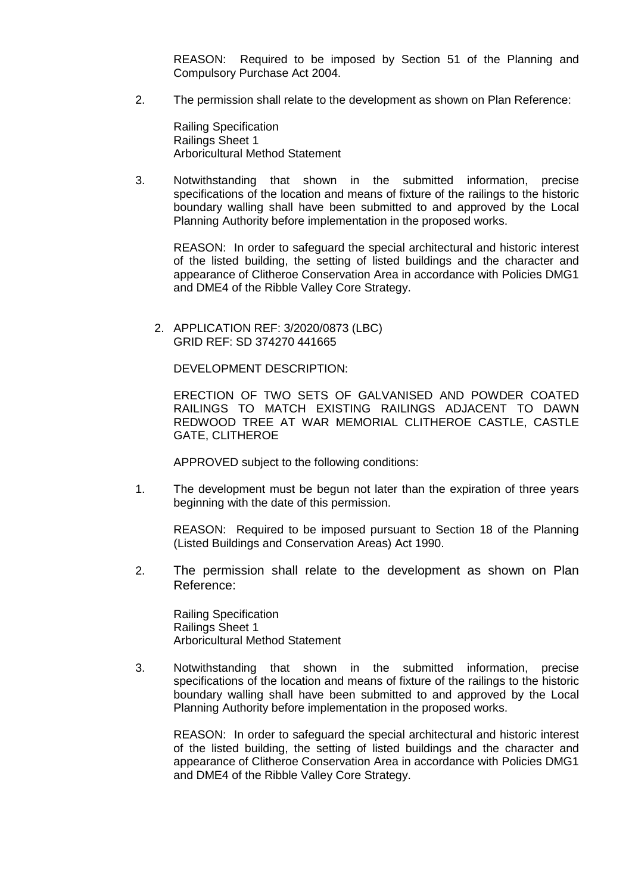REASON: Required to be imposed by Section 51 of the Planning and Compulsory Purchase Act 2004.

2. The permission shall relate to the development as shown on Plan Reference:

   Railing Specification
   Railings Sheet 1
   Arboricultural Method Statement

3. Notwithstanding that shown in the submitted information, precise specifications of the location and means of fixture of the railings to the historic boundary walling shall have been submitted to and approved by the Local Planning Authority before implementation in the proposed works.

   REASON: In order to safeguard the special architectural and historic interest of the listed building, the setting of listed buildings and the character and appearance of Clitheroe Conservation Area in accordance with Policies DMG1 and DME4 of the Ribble Valley Core Strategy.

2. APPLICATION REF: 3/2020/0873 (LBC)
   GRID REF: SD 374270 441665

   DEVELOPMENT DESCRIPTION:

   ERECTION OF TWO SETS OF GALVANISED AND POWDER COATED RAILINGS TO MATCH EXISTING RAILINGS ADJACENT TO DAWN REDWOOD TREE AT WAR MEMORIAL CLITHEROE CASTLE, CASTLE GATE, CLITHEROE

   APPROVED subject to the following conditions:

1. The development must be begun not later than the expiration of three years beginning with the date of this permission.

   REASON: Required to be imposed pursuant to Section 18 of the Planning (Listed Buildings and Conservation Areas) Act 1990.

2. The permission shall relate to the development as shown on Plan Reference:

   Railing Specification
   Railings Sheet 1
   Arboricultural Method Statement

3. Notwithstanding that shown in the submitted information, precise specifications of the location and means of fixture of the railings to the historic boundary walling shall have been submitted to and approved by the Local Planning Authority before implementation in the proposed works.

   REASON: In order to safeguard the special architectural and historic interest of the listed building, the setting of listed buildings and the character and appearance of Clitheroe Conservation Area in accordance with Policies DMG1 and DME4 of the Ribble Valley Core Strategy.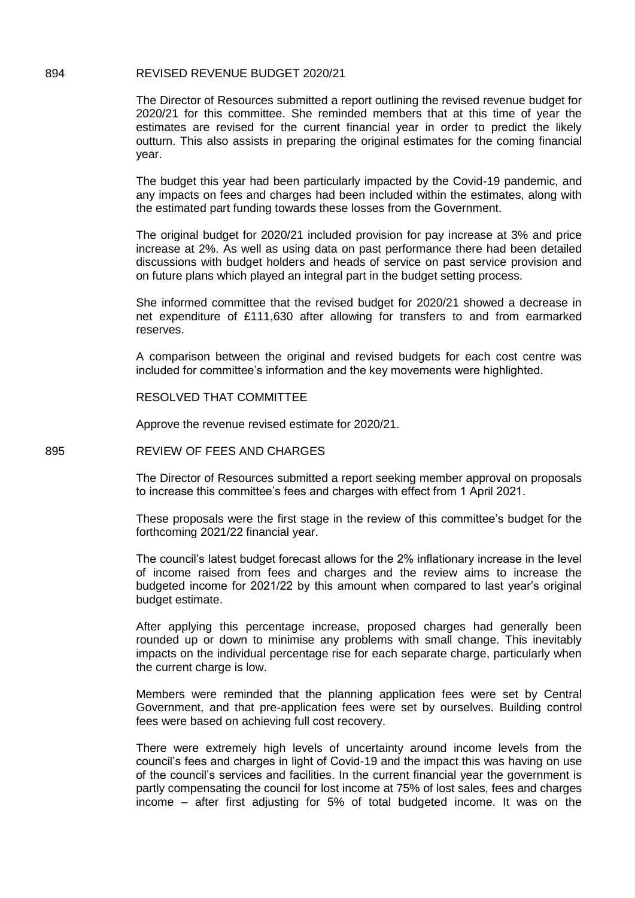## 894 REVISED REVENUE BUDGET 2020/21

The Director of Resources submitted a report outlining the revised revenue budget for 2020/21 for this committee. She reminded members that at this time of year the estimates are revised for the current financial year in order to predict the likely outturn. This also assists in preparing the original estimates for the coming financial year.

The budget this year had been particularly impacted by the Covid-19 pandemic, and any impacts on fees and charges had been included within the estimates, along with the estimated part funding towards these losses from the Government.

The original budget for 2020/21 included provision for pay increase at 3% and price increase at 2%. As well as using data on past performance there had been detailed discussions with budget holders and heads of service on past service provision and on future plans which played an integral part in the budget setting process.

She informed committee that the revised budget for 2020/21 showed a decrease in net expenditure of £111,630 after allowing for transfers to and from earmarked reserves.

A comparison between the original and revised budgets for each cost centre was included for committee's information and the key movements were highlighted.

RESOLVED THAT COMMITTEE

Approve the revenue revised estimate for 2020/21.

## 895 REVIEW OF FEES AND CHARGES

The Director of Resources submitted a report seeking member approval on proposals to increase this committee's fees and charges with effect from 1 April 2021.

These proposals were the first stage in the review of this committee's budget for the forthcoming 2021/22 financial year.

The council's latest budget forecast allows for the 2% inflationary increase in the level of income raised from fees and charges and the review aims to increase the budgeted income for 2021/22 by this amount when compared to last year's original budget estimate.

After applying this percentage increase, proposed charges had generally been rounded up or down to minimise any problems with small change. This inevitably impacts on the individual percentage rise for each separate charge, particularly when the current charge is low.

Members were reminded that the planning application fees were set by Central Government, and that pre-application fees were set by ourselves. Building control fees were based on achieving full cost recovery.

There were extremely high levels of uncertainty around income levels from the council's fees and charges in light of Covid-19 and the impact this was having on use of the council's services and facilities. In the current financial year the government is partly compensating the council for lost income at 75% of lost sales, fees and charges income – after first adjusting for 5% of total budgeted income. It was on the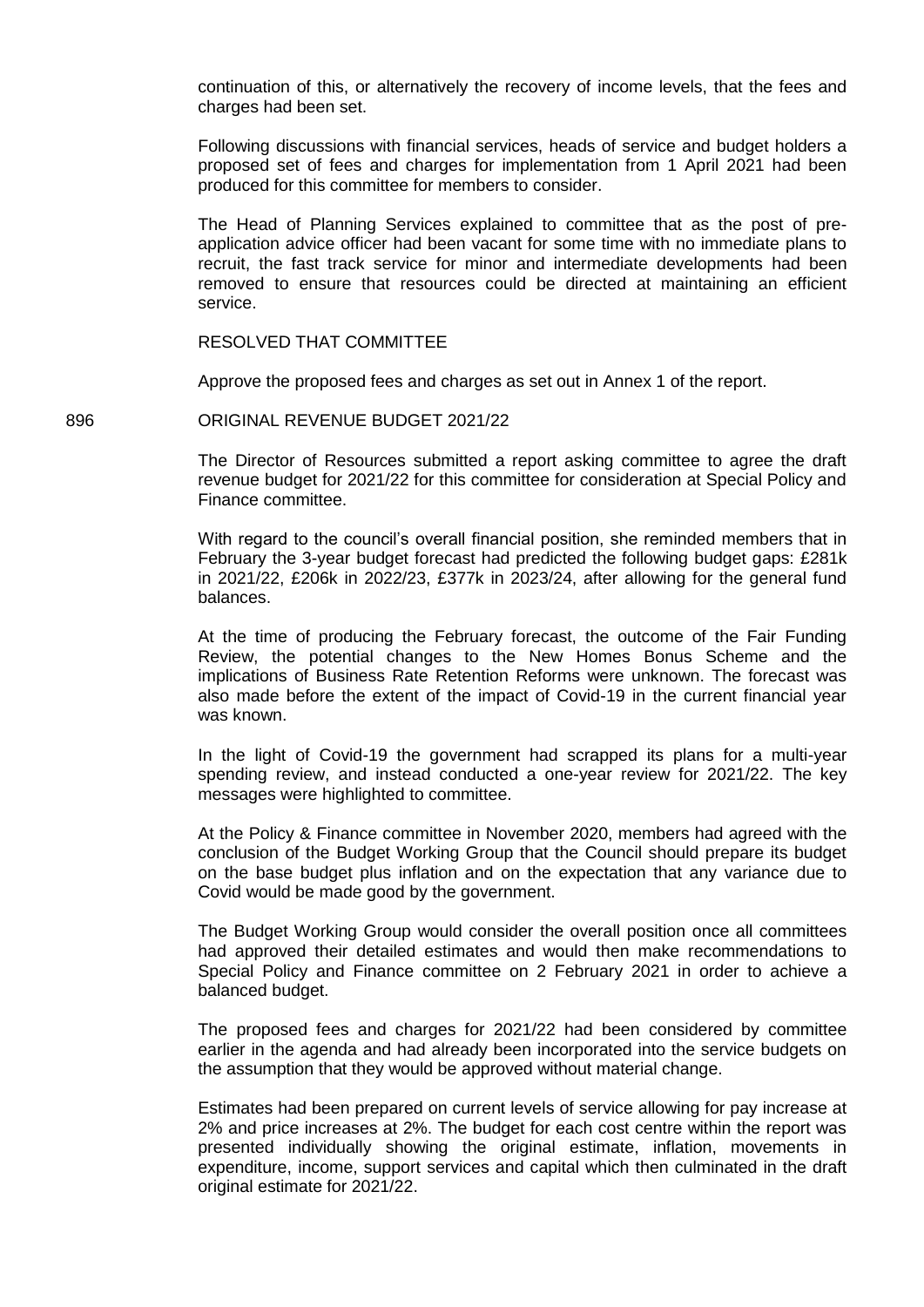continuation of this, or alternatively the recovery of income levels, that the fees and charges had been set.

Following discussions with financial services, heads of service and budget holders a proposed set of fees and charges for implementation from 1 April 2021 had been produced for this committee for members to consider.

The Head of Planning Services explained to committee that as the post of pre-application advice officer had been vacant for some time with no immediate plans to recruit, the fast track service for minor and intermediate developments had been removed to ensure that resources could be directed at maintaining an efficient service.

RESOLVED THAT COMMITTEE

Approve the proposed fees and charges as set out in Annex 1 of the report.

896 ORIGINAL REVENUE BUDGET 2021/22

The Director of Resources submitted a report asking committee to agree the draft revenue budget for 2021/22 for this committee for consideration at Special Policy and Finance committee.

With regard to the council's overall financial position, she reminded members that in February the 3-year budget forecast had predicted the following budget gaps: £281k in 2021/22, £206k in 2022/23, £377k in 2023/24, after allowing for the general fund balances.

At the time of producing the February forecast, the outcome of the Fair Funding Review, the potential changes to the New Homes Bonus Scheme and the implications of Business Rate Retention Reforms were unknown. The forecast was also made before the extent of the impact of Covid-19 in the current financial year was known.

In the light of Covid-19 the government had scrapped its plans for a multi-year spending review, and instead conducted a one-year review for 2021/22. The key messages were highlighted to committee.

At the Policy & Finance committee in November 2020, members had agreed with the conclusion of the Budget Working Group that the Council should prepare its budget on the base budget plus inflation and on the expectation that any variance due to Covid would be made good by the government.

The Budget Working Group would consider the overall position once all committees had approved their detailed estimates and would then make recommendations to Special Policy and Finance committee on 2 February 2021 in order to achieve a balanced budget.

The proposed fees and charges for 2021/22 had been considered by committee earlier in the agenda and had already been incorporated into the service budgets on the assumption that they would be approved without material change.

Estimates had been prepared on current levels of service allowing for pay increase at 2% and price increases at 2%. The budget for each cost centre within the report was presented individually showing the original estimate, inflation, movements in expenditure, income, support services and capital which then culminated in the draft original estimate for 2021/22.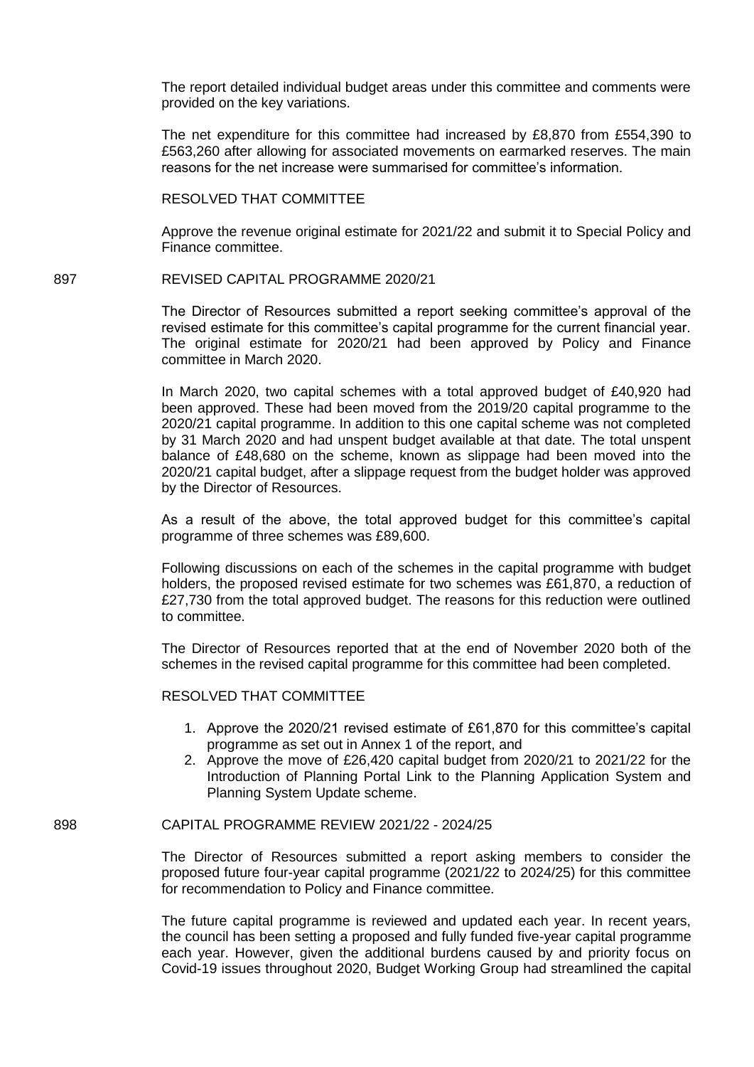The report detailed individual budget areas under this committee and comments were provided on the key variations.

The net expenditure for this committee had increased by £8,870 from £554,390 to £563,260 after allowing for associated movements on earmarked reserves. The main reasons for the net increase were summarised for committee's information.

RESOLVED THAT COMMITTEE

Approve the revenue original estimate for 2021/22 and submit it to Special Policy and Finance committee.

897 REVISED CAPITAL PROGRAMME 2020/21

The Director of Resources submitted a report seeking committee's approval of the revised estimate for this committee's capital programme for the current financial year. The original estimate for 2020/21 had been approved by Policy and Finance committee in March 2020.

In March 2020, two capital schemes with a total approved budget of £40,920 had been approved. These had been moved from the 2019/20 capital programme to the 2020/21 capital programme. In addition to this one capital scheme was not completed by 31 March 2020 and had unspent budget available at that date. The total unspent balance of £48,680 on the scheme, known as slippage had been moved into the 2020/21 capital budget, after a slippage request from the budget holder was approved by the Director of Resources.

As a result of the above, the total approved budget for this committee's capital programme of three schemes was £89,600.

Following discussions on each of the schemes in the capital programme with budget holders, the proposed revised estimate for two schemes was £61,870, a reduction of £27,730 from the total approved budget. The reasons for this reduction were outlined to committee.

The Director of Resources reported that at the end of November 2020 both of the schemes in the revised capital programme for this committee had been completed.

RESOLVED THAT COMMITTEE

1. Approve the 2020/21 revised estimate of £61,870 for this committee's capital programme as set out in Annex 1 of the report, and
2. Approve the move of £26,420 capital budget from 2020/21 to 2021/22 for the Introduction of Planning Portal Link to the Planning Application System and Planning System Update scheme.

898 CAPITAL PROGRAMME REVIEW 2021/22 - 2024/25

The Director of Resources submitted a report asking members to consider the proposed future four-year capital programme (2021/22 to 2024/25) for this committee for recommendation to Policy and Finance committee.

The future capital programme is reviewed and updated each year. In recent years, the council has been setting a proposed and fully funded five-year capital programme each year. However, given the additional burdens caused by and priority focus on Covid-19 issues throughout 2020, Budget Working Group had streamlined the capital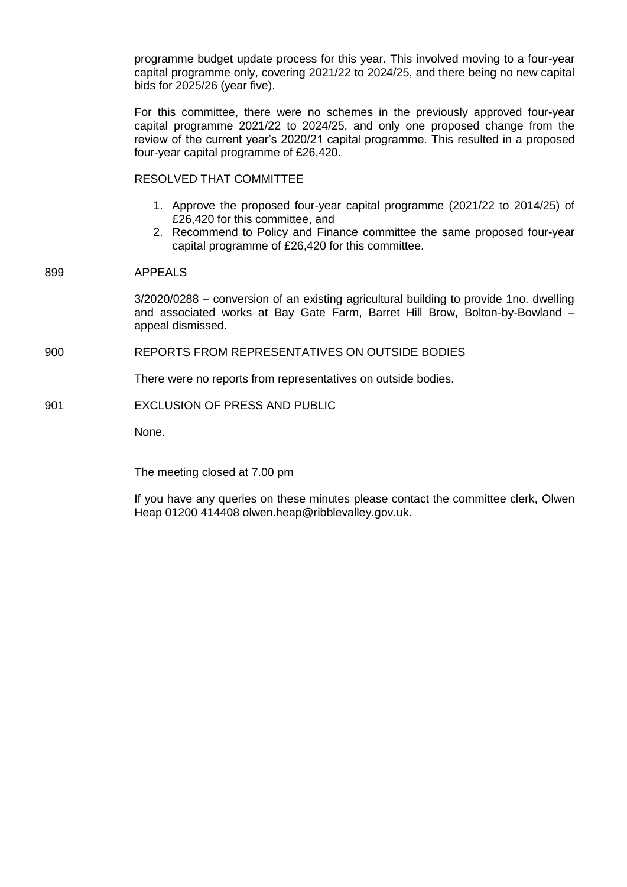programme budget update process for this year. This involved moving to a four-year capital programme only, covering 2021/22 to 2024/25, and there being no new capital bids for 2025/26 (year five).

For this committee, there were no schemes in the previously approved four-year capital programme 2021/22 to 2024/25, and only one proposed change from the review of the current year's 2020/21 capital programme. This resulted in a proposed four-year capital programme of £26,420.

RESOLVED THAT COMMITTEE

1. Approve the proposed four-year capital programme (2021/22 to 2014/25) of £26,420 for this committee, and
2. Recommend to Policy and Finance committee the same proposed four-year capital programme of £26,420 for this committee.

899 APPEALS

3/2020/0288 – conversion of an existing agricultural building to provide 1no. dwelling and associated works at Bay Gate Farm, Barret Hill Brow, Bolton-by-Bowland – appeal dismissed.

900 REPORTS FROM REPRESENTATIVES ON OUTSIDE BODIES

There were no reports from representatives on outside bodies.

901 EXCLUSION OF PRESS AND PUBLIC

None.

The meeting closed at 7.00 pm

If you have any queries on these minutes please contact the committee clerk, Olwen Heap 01200 414408 olwen.heap@ribblevalley.gov.uk.